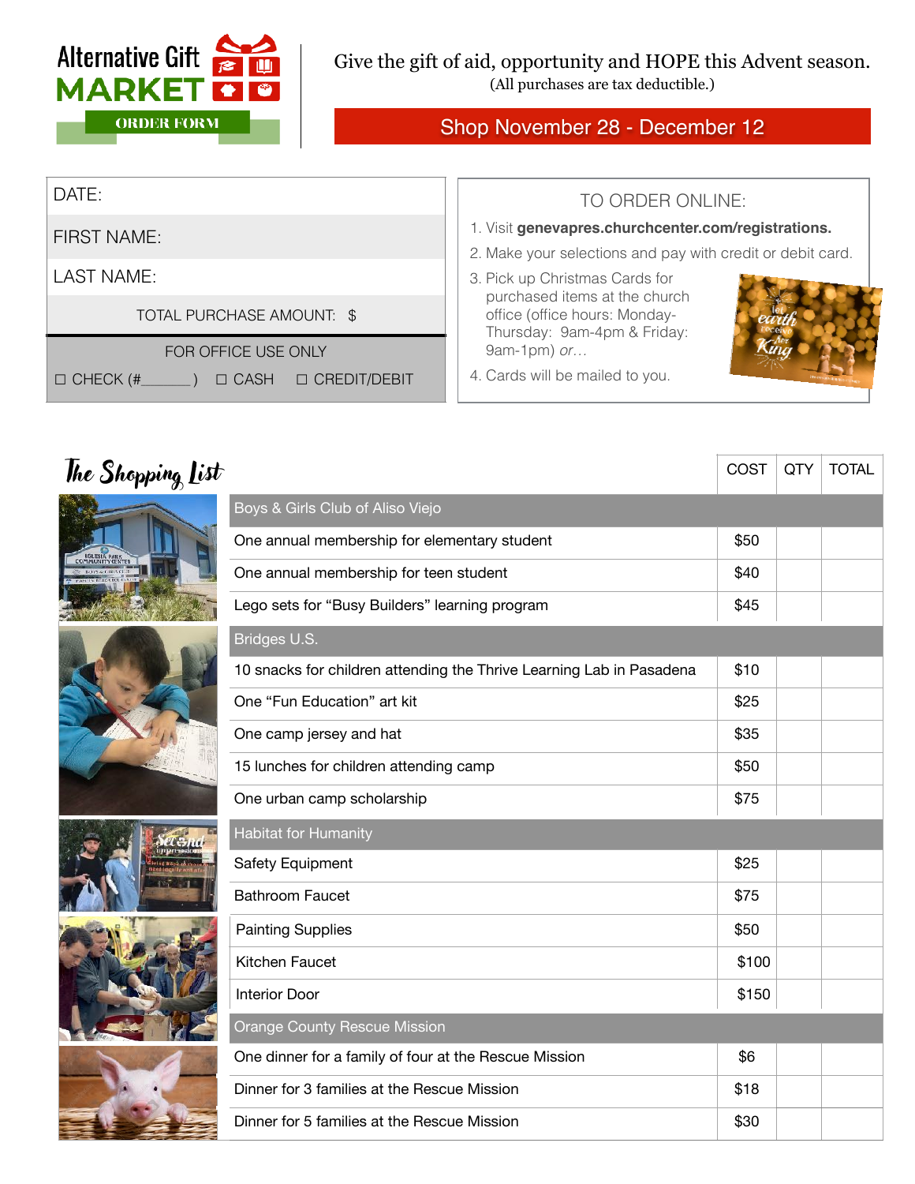# Alternative Gift MARKET

**ORDER FORM**

Give the gift of aid, opportunity and HOPE this Advent season.
(All purchases are tax deductible.)

**Shop November 28 - December 12**

DATE:

FIRST NAME:

LAST NAME:

TOTAL PURCHASE AMOUNT: $

FOR OFFICE USE ONLY

☐ CHECK (#______ ) ☐ CASH ☐ CREDIT/DEBIT

TO ORDER ONLINE:

1. Visit **genevapres.churchcenter.com/registrations.**
2. Make your selections and pay with credit or debit card.
3. Pick up Christmas Cards for purchased items at the church office (office hours: Monday-Thursday: 9am-4pm & Friday: 9am-1pm) *or…*
4. Cards will be mailed to you.

## The Shopping List

| | COST | QTY | TOTAL |
|---|---|---|---|
| **Boys & Girls Club of Aliso Viejo** | | | |
| One annual membership for elementary student | $50 | | |
| One annual membership for teen student | $40 | | |
| Lego sets for "Busy Builders" learning program | $45 | | |
| **Bridges U.S.** | | | |
| 10 snacks for children attending the Thrive Learning Lab in Pasadena | $10 | | |
| One "Fun Education" art kit | $25 | | |
| One camp jersey and hat | $35 | | |
| 15 lunches for children attending camp | $50 | | |
| One urban camp scholarship | $75 | | |
| **Habitat for Humanity** | | | |
| Safety Equipment | $25 | | |
| Bathroom Faucet | $75 | | |
| Painting Supplies | $50 | | |
| Kitchen Faucet | $100 | | |
| Interior Door | $150 | | |
| **Orange County Rescue Mission** | | | |
| One dinner for a family of four at the Rescue Mission | $6 | | |
| Dinner for 3 families at the Rescue Mission | $18 | | |
| Dinner for 5 families at the Rescue Mission | $30 | | |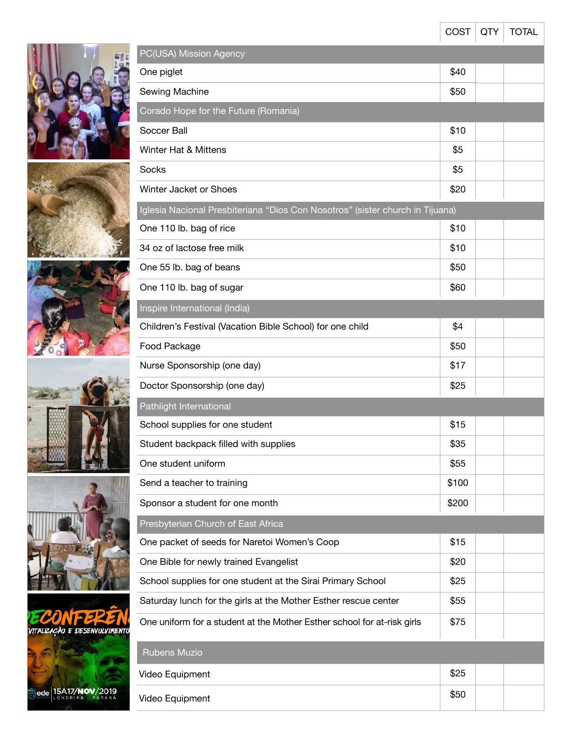| | COST | QTY | TOTAL |
|---|---|---|---|
| PC(USA) Mission Agency | | | |
| One piglet | $40 | | |
| Sewing Machine | $50 | | |
| Corado Hope for the Future (Romania) | | | |
| Soccer Ball | $10 | | |
| Winter Hat & Mittens | $5 | | |
| Socks | $5 | | |
| Winter Jacket or Shoes | $20 | | |
| Iglesia Nacional Presbiteriana “Dios Con Nosotros” (sister church in Tijuana) | | | |
| One 110 lb. bag of rice | $10 | | |
| 34 oz of lactose free milk | $10 | | |
| One 55 lb. bag of beans | $50 | | |
| One 110 lb. bag of sugar | $60 | | |
| Inspire International (India) | | | |
| Children’s Festival (Vacation Bible School) for one child | $4 | | |
| Food Package | $50 | | |
| Nurse Sponsorship (one day) | $17 | | |
| Doctor Sponsorship (one day) | $25 | | |
| Pathlight International | | | |
| School supplies for one student | $15 | | |
| Student backpack filled with supplies | $35 | | |
| One student uniform | $55 | | |
| Send a teacher to training | $100 | | |
| Sponsor a student for one month | $200 | | |
| Presbyterian Church of East Africa | | | |
| One packet of seeds for Naretoi Women’s Coop | $15 | | |
| One Bible for newly trained Evangelist | $20 | | |
| School supplies for one student at the Sirai Primary School | $25 | | |
| Saturday lunch for the girls at the Mother Esther rescue center | $55 | | |
| One uniform for a student at the Mother Esther school for at-risk girls | $75 | | |
| Rubens Muzio | | | |
| Video Equipment | $25 | | |
| Video Equipment | $50 | | |